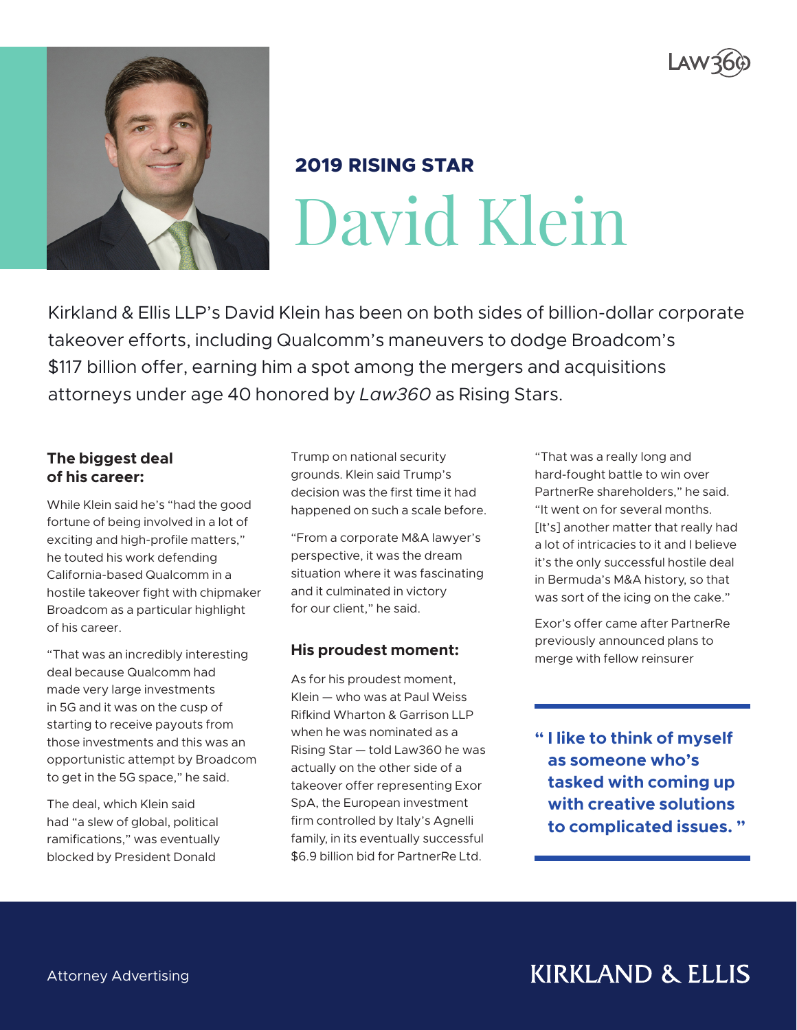## 2019 RISING STAR

# David Klein

Kirkland & Ellis LLP's David Klein has been on both sides of billion-dollar corporate takeover efforts, including Qualcomm's maneuvers to dodge Broadcom's $117 billion offer, earning him a spot among the mergers and acquisitions attorneys under age 40 honored by *Law360* as Rising Stars.

### The biggest deal of his career:

While Klein said he's "had the good fortune of being involved in a lot of exciting and high-profile matters," he touted his work defending California-based Qualcomm in a hostile takeover fight with chipmaker Broadcom as a particular highlight of his career.

"That was an incredibly interesting deal because Qualcomm had made very large investments in 5G and it was on the cusp of starting to receive payouts from those investments and this was an opportunistic attempt by Broadcom to get in the 5G space," he said.

The deal, which Klein said had "a slew of global, political ramifications," was eventually blocked by President Donald Trump on national security grounds. Klein said Trump's decision was the first time it had happened on such a scale before.

"From a corporate M&A lawyer's perspective, it was the dream situation where it was fascinating and it culminated in victory for our client," he said.

### His proudest moment:

As for his proudest moment, Klein — who was at Paul Weiss Rifkind Wharton & Garrison LLP when he was nominated as a Rising Star — told Law360 he was actually on the other side of a takeover offer representing Exor SpA, the European investment firm controlled by Italy's Agnelli family, in its eventually successful $6.9 billion bid for PartnerRe Ltd.

"That was a really long and hard-fought battle to win over PartnerRe shareholders," he said. "It went on for several months. [It's] another matter that really had a lot of intricacies to it and I believe it's the only successful hostile deal in Bermuda's M&A history, so that was sort of the icing on the cake."

Exor's offer came after PartnerRe previously announced plans to merge with fellow reinsurer

> **"I like to think of myself as someone who's tasked with coming up with creative solutions to complicated issues."**

Attorney Advertising

KIRKLAND & ELLIS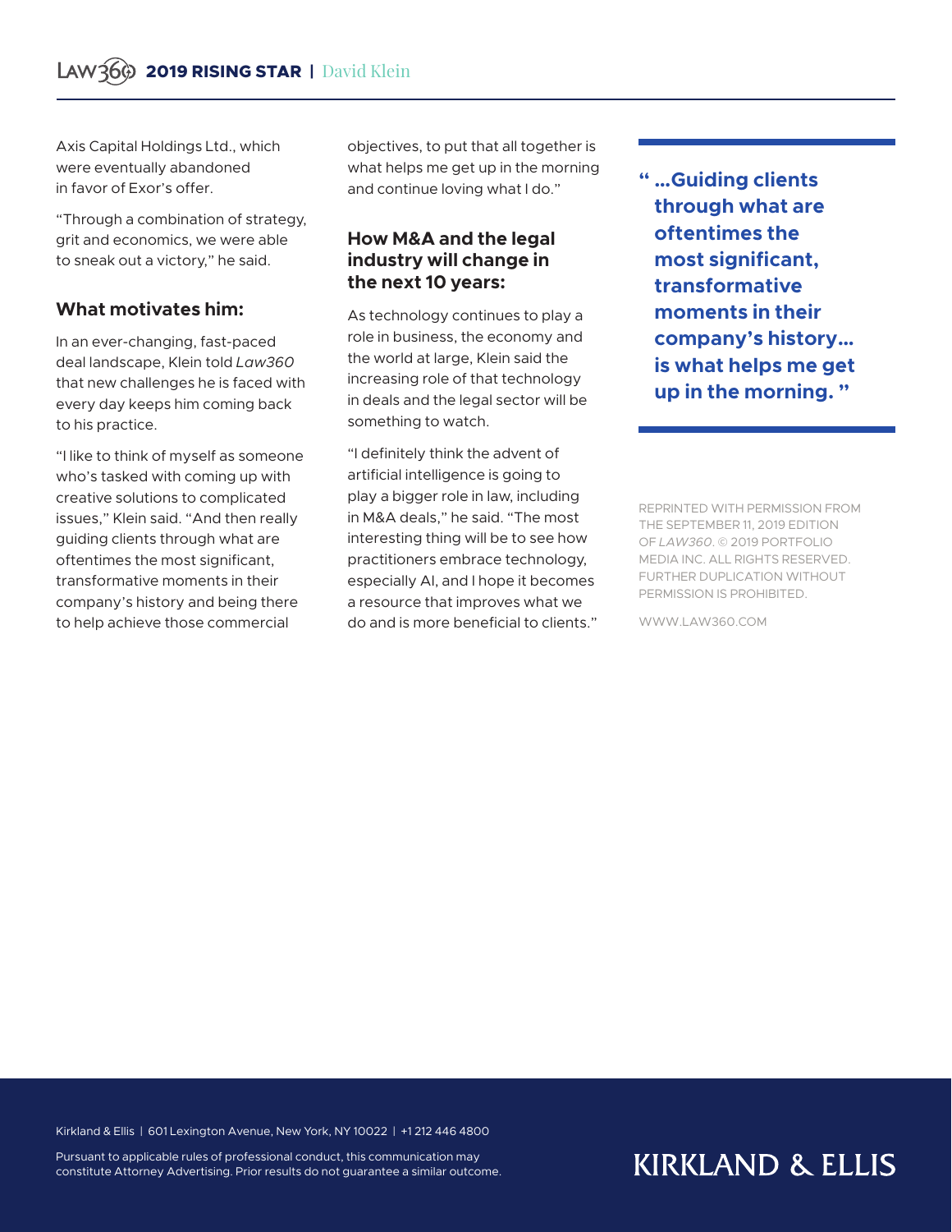Axis Capital Holdings Ltd., which were eventually abandoned in favor of Exor's offer.

"Through a combination of strategy, grit and economics, we were able to sneak out a victory," he said.

### What motivates him:

In an ever-changing, fast-paced deal landscape, Klein told *Law360* that new challenges he is faced with every day keeps him coming back to his practice.

"I like to think of myself as someone who's tasked with coming up with creative solutions to complicated issues," Klein said. "And then really guiding clients through what are oftentimes the most significant, transformative moments in their company's history and being there to help achieve those commercial objectives, to put that all together is what helps me get up in the morning and continue loving what I do."

### How M&A and the legal industry will change in the next 10 years:

As technology continues to play a role in business, the economy and the world at large, Klein said the increasing role of that technology in deals and the legal sector will be something to watch.

"I definitely think the advent of artificial intelligence is going to play a bigger role in law, including in M&A deals," he said. "The most interesting thing will be to see how practitioners embrace technology, especially AI, and I hope it becomes a resource that improves what we do and is more beneficial to clients."

> **"...Guiding clients through what are oftentimes the most significant, transformative moments in their company's history... is what helps me get up in the morning."**

REPRINTED WITH PERMISSION FROM THE SEPTEMBER 11, 2019 EDITION OF *LAW360*. © 2019 PORTFOLIO MEDIA INC. ALL RIGHTS RESERVED. FURTHER DUPLICATION WITHOUT PERMISSION IS PROHIBITED.

WWW.LAW360.COM

Kirkland & Ellis | 601 Lexington Avenue, New York, NY 10022 | +1 212 446 4800

Pursuant to applicable rules of professional conduct, this communication may constitute Attorney Advertising. Prior results do not guarantee a similar outcome.

KIRKLAND & ELLIS